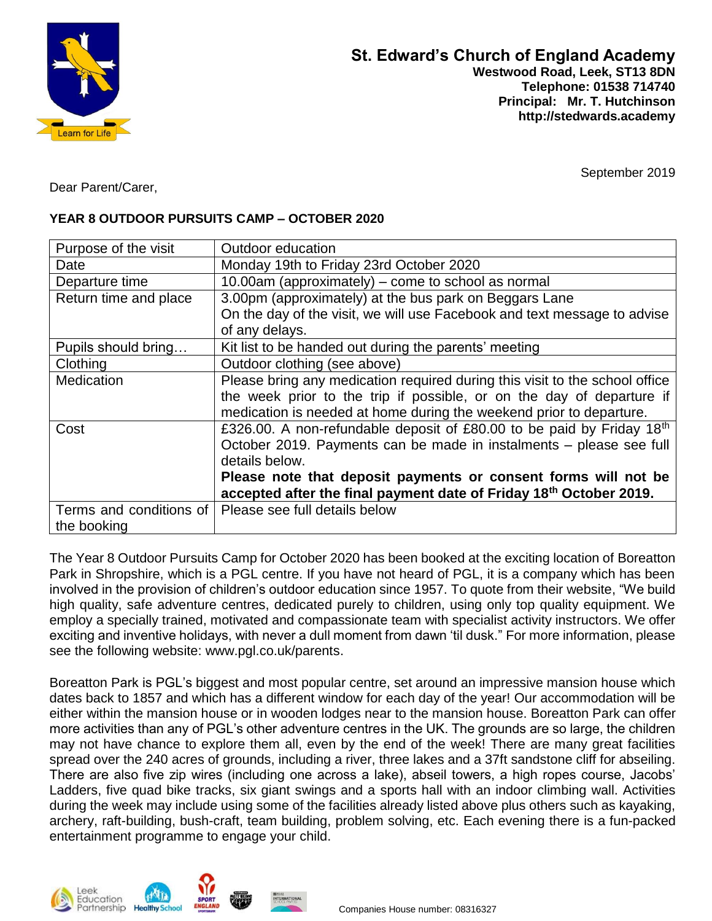# St. Edward's Church of England Academy

**Westwood Road, Leek, ST13 8DN**
**Telephone: 01538 714740**
**Principal: Mr. T. Hutchinson**
**http://stedwards.academy**

September 2019

Dear Parent/Carer,

**YEAR 8 OUTDOOR PURSUITS CAMP – OCTOBER 2020**

| | |
|---|---|
| Purpose of the visit | Outdoor education |
| Date | Monday 19th to Friday 23rd October 2020 |
| Departure time | 10.00am (approximately) – come to school as normal |
| Return time and place | 3.00pm (approximately) at the bus park on Beggars Lane<br>On the day of the visit, we will use Facebook and text message to advise of any delays. |
| Pupils should bring… | Kit list to be handed out during the parents' meeting |
| Clothing | Outdoor clothing (see above) |
| Medication | Please bring any medication required during this visit to the school office the week prior to the trip if possible, or on the day of departure if medication is needed at home during the weekend prior to departure. |
| Cost | £326.00. A non-refundable deposit of £80.00 to be paid by Friday 18th October 2019. Payments can be made in instalments – please see full details below.<br>**Please note that deposit payments or consent forms will not be accepted after the final payment date of Friday 18th October 2019.** |
| Terms and conditions of the booking | Please see full details below |

The Year 8 Outdoor Pursuits Camp for October 2020 has been booked at the exciting location of Boreatton Park in Shropshire, which is a PGL centre. If you have not heard of PGL, it is a company which has been involved in the provision of children's outdoor education since 1957. To quote from their website, "We build high quality, safe adventure centres, dedicated purely to children, using only top quality equipment. We employ a specially trained, motivated and compassionate team with specialist activity instructors. We offer exciting and inventive holidays, with never a dull moment from dawn 'til dusk." For more information, please see the following website: www.pgl.co.uk/parents.

Boreatton Park is PGL's biggest and most popular centre, set around an impressive mansion house which dates back to 1857 and which has a different window for each day of the year! Our accommodation will be either within the mansion house or in wooden lodges near to the mansion house. Boreatton Park can offer more activities than any of PGL's other adventure centres in the UK. The grounds are so large, the children may not have chance to explore them all, even by the end of the week! There are many great facilities spread over the 240 acres of grounds, including a river, three lakes and a 37ft sandstone cliff for abseiling. There are also five zip wires (including one across a lake), abseil towers, a high ropes course, Jacobs' Ladders, five quad bike tracks, six giant swings and a sports hall with an indoor climbing wall. Activities during the week may include using some of the facilities already listed above plus others such as kayaking, archery, raft-building, bush-craft, team building, problem solving, etc. Each evening there is a fun-packed entertainment programme to engage your child.

Companies House number: 08316327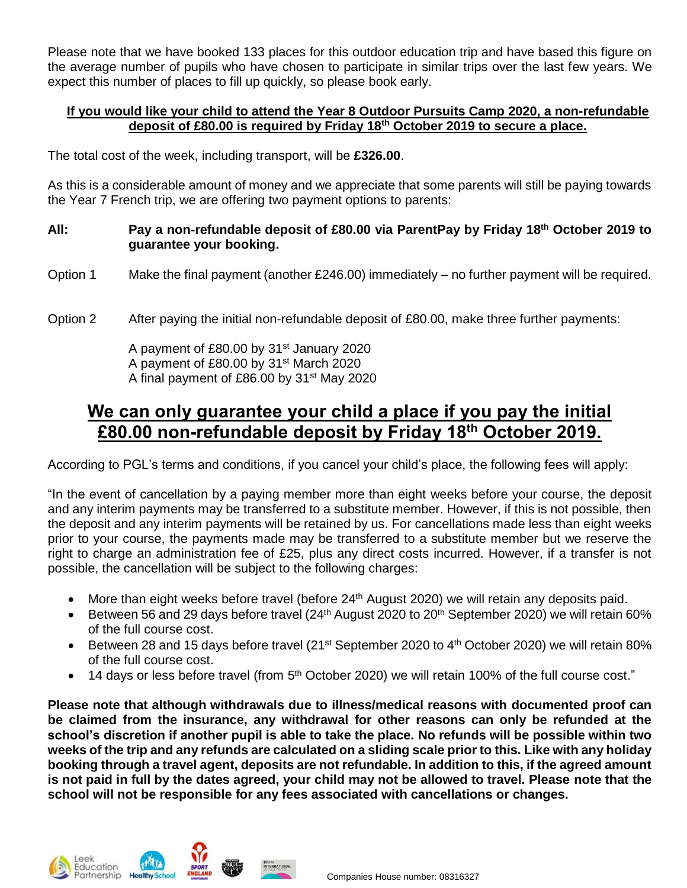Please note that we have booked 133 places for this outdoor education trip and have based this figure on the average number of pupils who have chosen to participate in similar trips over the last few years. We expect this number of places to fill up quickly, so please book early.

**If you would like your child to attend the Year 8 Outdoor Pursuits Camp 2020, a non-refundable deposit of £80.00 is required by Friday 18th October 2019 to secure a place.**

The total cost of the week, including transport, will be **£326.00**.

As this is a considerable amount of money and we appreciate that some parents will still be paying towards the Year 7 French trip, we are offering two payment options to parents:

**All: Pay a non-refundable deposit of £80.00 via ParentPay by Friday 18th October 2019 to guarantee your booking.**

Option 1 Make the final payment (another £246.00) immediately – no further payment will be required.

Option 2 After paying the initial non-refundable deposit of £80.00, make three further payments:

A payment of £80.00 by 31st January 2020
A payment of £80.00 by 31st March 2020
A final payment of £86.00 by 31st May 2020

## We can only guarantee your child a place if you pay the initial £80.00 non-refundable deposit by Friday 18th October 2019.

According to PGL's terms and conditions, if you cancel your child's place, the following fees will apply:

"In the event of cancellation by a paying member more than eight weeks before your course, the deposit and any interim payments may be transferred to a substitute member. However, if this is not possible, then the deposit and any interim payments will be retained by us. For cancellations made less than eight weeks prior to your course, the payments made may be transferred to a substitute member but we reserve the right to charge an administration fee of £25, plus any direct costs incurred. However, if a transfer is not possible, the cancellation will be subject to the following charges:

- More than eight weeks before travel (before 24th August 2020) we will retain any deposits paid.
- Between 56 and 29 days before travel (24th August 2020 to 20th September 2020) we will retain 60% of the full course cost.
- Between 28 and 15 days before travel (21st September 2020 to 4th October 2020) we will retain 80% of the full course cost.
- 14 days or less before travel (from 5th October 2020) we will retain 100% of the full course cost."

**Please note that although withdrawals due to illness/medical reasons with documented proof can be claimed from the insurance, any withdrawal for other reasons can only be refunded at the school's discretion if another pupil is able to take the place. No refunds will be possible within two weeks of the trip and any refunds are calculated on a sliding scale prior to this. Like with any holiday booking through a travel agent, deposits are not refundable. In addition to this, if the agreed amount is not paid in full by the dates agreed, your child may not be allowed to travel. Please note that the school will not be responsible for any fees associated with cancellations or changes.**

Companies House number: 08316327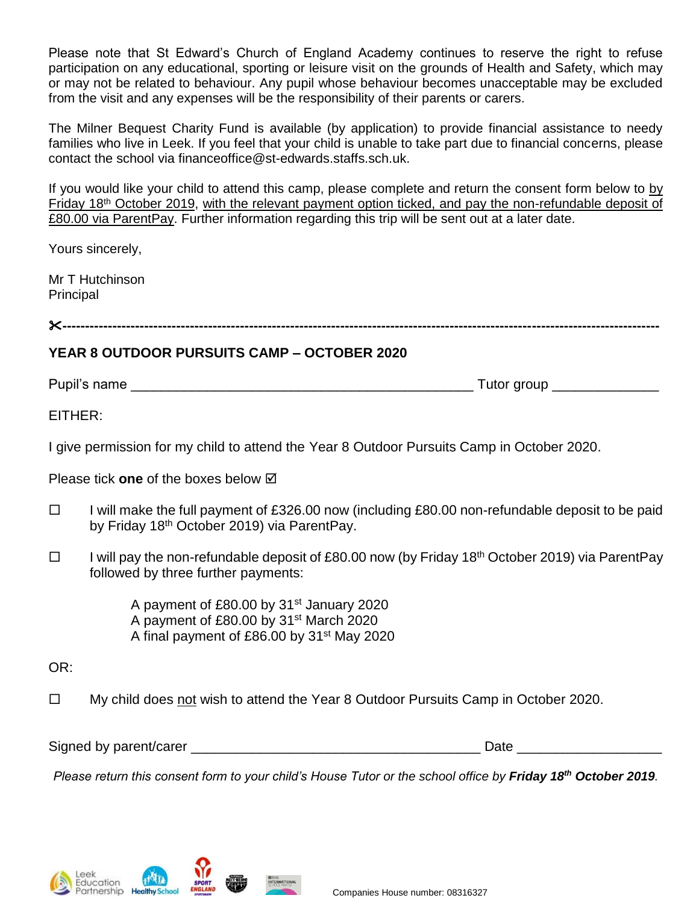Please note that St Edward's Church of England Academy continues to reserve the right to refuse participation on any educational, sporting or leisure visit on the grounds of Health and Safety, which may or may not be related to behaviour. Any pupil whose behaviour becomes unacceptable may be excluded from the visit and any expenses will be the responsibility of their parents or carers.

The Milner Bequest Charity Fund is available (by application) to provide financial assistance to needy families who live in Leek. If you feel that your child is unable to take part due to financial concerns, please contact the school via financeoffice@st-edwards.staffs.sch.uk.

If you would like your child to attend this camp, please complete and return the consent form below to by Friday 18th October 2019, with the relevant payment option ticked, and pay the non-refundable deposit of £80.00 via ParentPay. Further information regarding this trip will be sent out at a later date.

Yours sincerely,

Mr T Hutchinson
Principal

✂-------------------------------------------------------------------------------------------------------------

**YEAR 8 OUTDOOR PURSUITS CAMP – OCTOBER 2020**

Pupil's name _____________________________________________ Tutor group _____________

EITHER:

I give permission for my child to attend the Year 8 Outdoor Pursuits Camp in October 2020.

Please tick **one** of the boxes below ☑

☐ I will make the full payment of £326.00 now (including £80.00 non-refundable deposit to be paid by Friday 18th October 2019) via ParentPay.

☐ I will pay the non-refundable deposit of £80.00 now (by Friday 18th October 2019) via ParentPay followed by three further payments:

A payment of £80.00 by 31st January 2020
A payment of £80.00 by 31st March 2020
A final payment of £86.00 by 31st May 2020

OR:

☐ My child does not wish to attend the Year 8 Outdoor Pursuits Camp in October 2020.

Signed by parent/carer _____________________________________ Date __________________

*Please return this consent form to your child's House Tutor or the school office by **Friday 18th October 2019**.*

Companies House number: 08316327